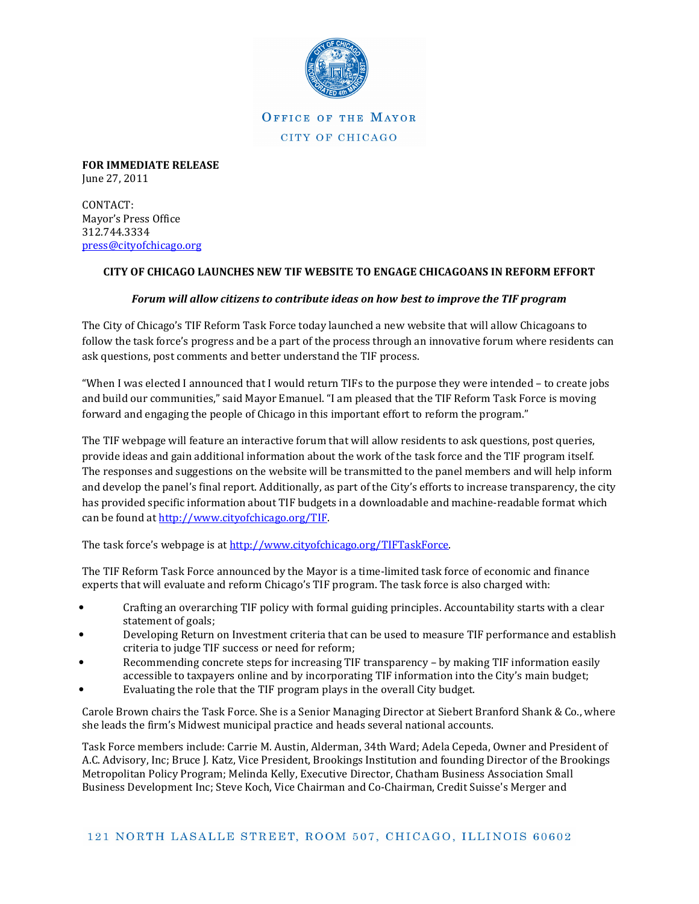OFFICE OF THE MAYOR

CITY OF CHICAGO

**FOR IMMEDIATE RELEASE**
June 27, 2011

CONTACT:
Mayor's Press Office
312.744.3334
press@cityofchicago.org

**CITY OF CHICAGO LAUNCHES NEW TIF WEBSITE TO ENGAGE CHICAGOANS IN REFORM EFFORT**

***Forum will allow citizens to contribute ideas on how best to improve the TIF program***

The City of Chicago's TIF Reform Task Force today launched a new website that will allow Chicagoans to follow the task force's progress and be a part of the process through an innovative forum where residents can ask questions, post comments and better understand the TIF process.

"When I was elected I announced that I would return TIFs to the purpose they were intended – to create jobs and build our communities," said Mayor Emanuel. "I am pleased that the TIF Reform Task Force is moving forward and engaging the people of Chicago in this important effort to reform the program."

The TIF webpage will feature an interactive forum that will allow residents to ask questions, post queries, provide ideas and gain additional information about the work of the task force and the TIF program itself. The responses and suggestions on the website will be transmitted to the panel members and will help inform and develop the panel's final report. Additionally, as part of the City's efforts to increase transparency, the city has provided specific information about TIF budgets in a downloadable and machine-readable format which can be found at http://www.cityofchicago.org/TIF.

The task force's webpage is at http://www.cityofchicago.org/TIFTaskForce.

The TIF Reform Task Force announced by the Mayor is a time-limited task force of economic and finance experts that will evaluate and reform Chicago's TIF program. The task force is also charged with:

- Crafting an overarching TIF policy with formal guiding principles. Accountability starts with a clear statement of goals;
- Developing Return on Investment criteria that can be used to measure TIF performance and establish criteria to judge TIF success or need for reform;
- Recommending concrete steps for increasing TIF transparency – by making TIF information easily accessible to taxpayers online and by incorporating TIF information into the City's main budget;
- Evaluating the role that the TIF program plays in the overall City budget.

Carole Brown chairs the Task Force. She is a Senior Managing Director at Siebert Branford Shank & Co., where she leads the firm's Midwest municipal practice and heads several national accounts.

Task Force members include: Carrie M. Austin, Alderman, 34th Ward; Adela Cepeda, Owner and President of A.C. Advisory, Inc; Bruce J. Katz, Vice President, Brookings Institution and founding Director of the Brookings Metropolitan Policy Program; Melinda Kelly, Executive Director, Chatham Business Association Small Business Development Inc; Steve Koch, Vice Chairman and Co-Chairman, Credit Suisse's Merger and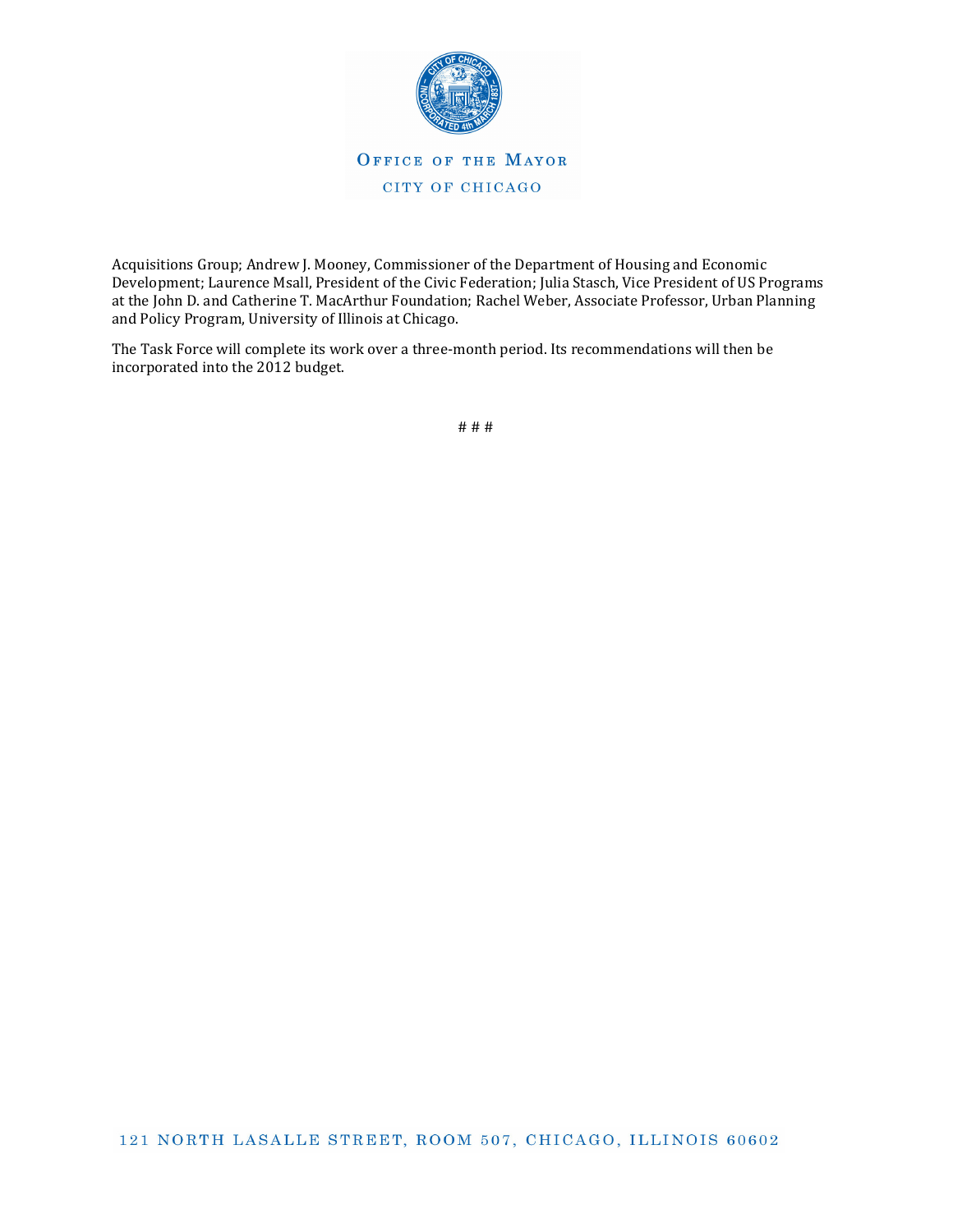Acquisitions Group; Andrew J. Mooney, Commissioner of the Department of Housing and Economic Development; Laurence Msall, President of the Civic Federation; Julia Stasch, Vice President of US Programs at the John D. and Catherine T. MacArthur Foundation; Rachel Weber, Associate Professor, Urban Planning and Policy Program, University of Illinois at Chicago.

The Task Force will complete its work over a three-month period. Its recommendations will then be incorporated into the 2012 budget.

# # #